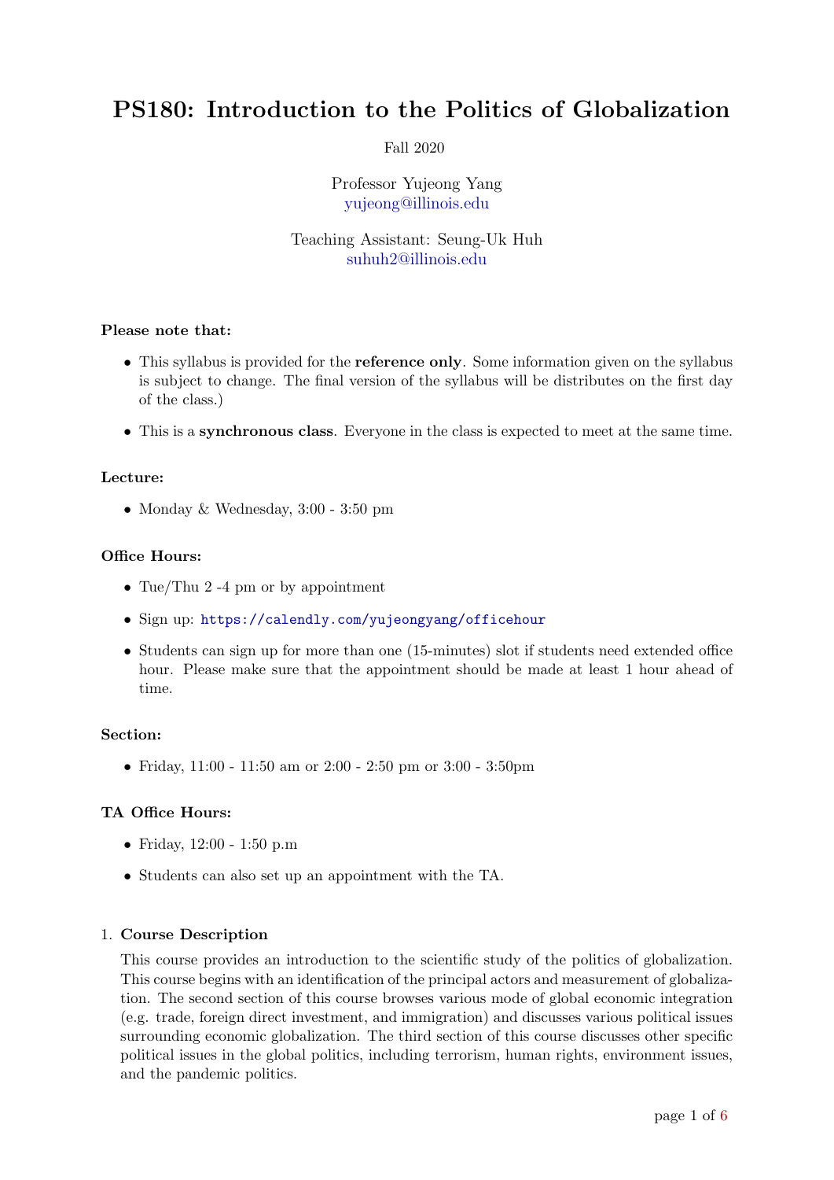# PS180: Introduction to the Politics of Globalization

Fall 2020

Professor Yujeong Yang
yujeong@illinois.edu

Teaching Assistant: Seung-Uk Huh
suhuh2@illinois.edu

**Please note that:**

- This syllabus is provided for the **reference only**. Some information given on the syllabus is subject to change. The final version of the syllabus will be distributes on the first day of the class.)
- This is a **synchronous class**. Everyone in the class is expected to meet at the same time.

**Lecture:**

- Monday & Wednesday, 3:00 - 3:50 pm

**Office Hours:**

- Tue/Thu 2 -4 pm or by appointment
- Sign up: `https://calendly.com/yujeongyang/officehour`
- Students can sign up for more than one (15-minutes) slot if students need extended office hour. Please make sure that the appointment should be made at least 1 hour ahead of time.

**Section:**

- Friday, 11:00 - 11:50 am or 2:00 - 2:50 pm or 3:00 - 3:50pm

**TA Office Hours:**

- Friday, 12:00 - 1:50 p.m
- Students can also set up an appointment with the TA.

1. **Course Description**

   This course provides an introduction to the scientific study of the politics of globalization. This course begins with an identification of the principal actors and measurement of globalization. The second section of this course browses various mode of global economic integration (e.g. trade, foreign direct investment, and immigration) and discusses various political issues surrounding economic globalization. The third section of this course discusses other specific political issues in the global politics, including terrorism, human rights, environment issues, and the pandemic politics.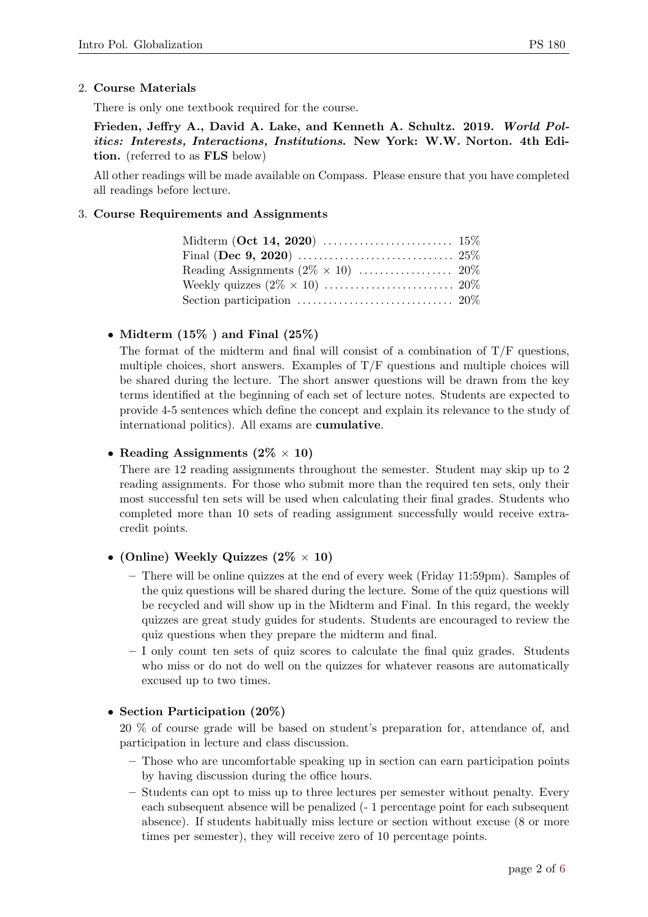2. **Course Materials**

   There is only one textbook required for the course.

   **Frieden, Jeffry A., David A. Lake, and Kenneth A. Schultz. 2019. *World Politics: Interests, Interactions, Institutions*. New York: W.W. Norton. 4th Edition.** (referred to as **FLS** below)

   All other readings will be made available on Compass. Please ensure that you have completed all readings before lecture.

3. **Course Requirements and Assignments**

| | |
|---|---|
| Midterm (**Oct 14, 2020**) | 15% |
| Final (**Dec 9, 2020**) | 25% |
| Reading Assignments (2% × 10) | 20% |
| Weekly quizzes (2% × 10) | 20% |
| Section participation | 20% |

- **Midterm (15% ) and Final (25%)**

  The format of the midterm and final will consist of a combination of T/F questions, multiple choices, short answers. Examples of T/F questions and multiple choices will be shared during the lecture. The short answer questions will be drawn from the key terms identified at the beginning of each set of lecture notes. Students are expected to provide 4-5 sentences which define the concept and explain its relevance to the study of international politics). All exams are **cumulative**.

- **Reading Assignments (2% × 10)**

  There are 12 reading assignments throughout the semester. Student may skip up to 2 reading assignments. For those who submit more than the required ten sets, only their most successful ten sets will be used when calculating their final grades. Students who completed more than 10 sets of reading assignment successfully would receive extra-credit points.

- **(Online) Weekly Quizzes (2% × 10)**
  - There will be online quizzes at the end of every week (Friday 11:59pm). Samples of the quiz questions will be shared during the lecture. Some of the quiz questions will be recycled and will show up in the Midterm and Final. In this regard, the weekly quizzes are great study guides for students. Students are encouraged to review the quiz questions when they prepare the midterm and final.
  - I only count ten sets of quiz scores to calculate the final quiz grades. Students who miss or do not do well on the quizzes for whatever reasons are automatically excused up to two times.

- **Section Participation (20%)**

  20 % of course grade will be based on student's preparation for, attendance of, and participation in lecture and class discussion.
  - Those who are uncomfortable speaking up in section can earn participation points by having discussion during the office hours.
  - Students can opt to miss up to three lectures per semester without penalty. Every each subsequent absence will be penalized (- 1 percentage point for each subsequent absence). If students habitually miss lecture or section without excuse (8 or more times per semester), they will receive zero of 10 percentage points.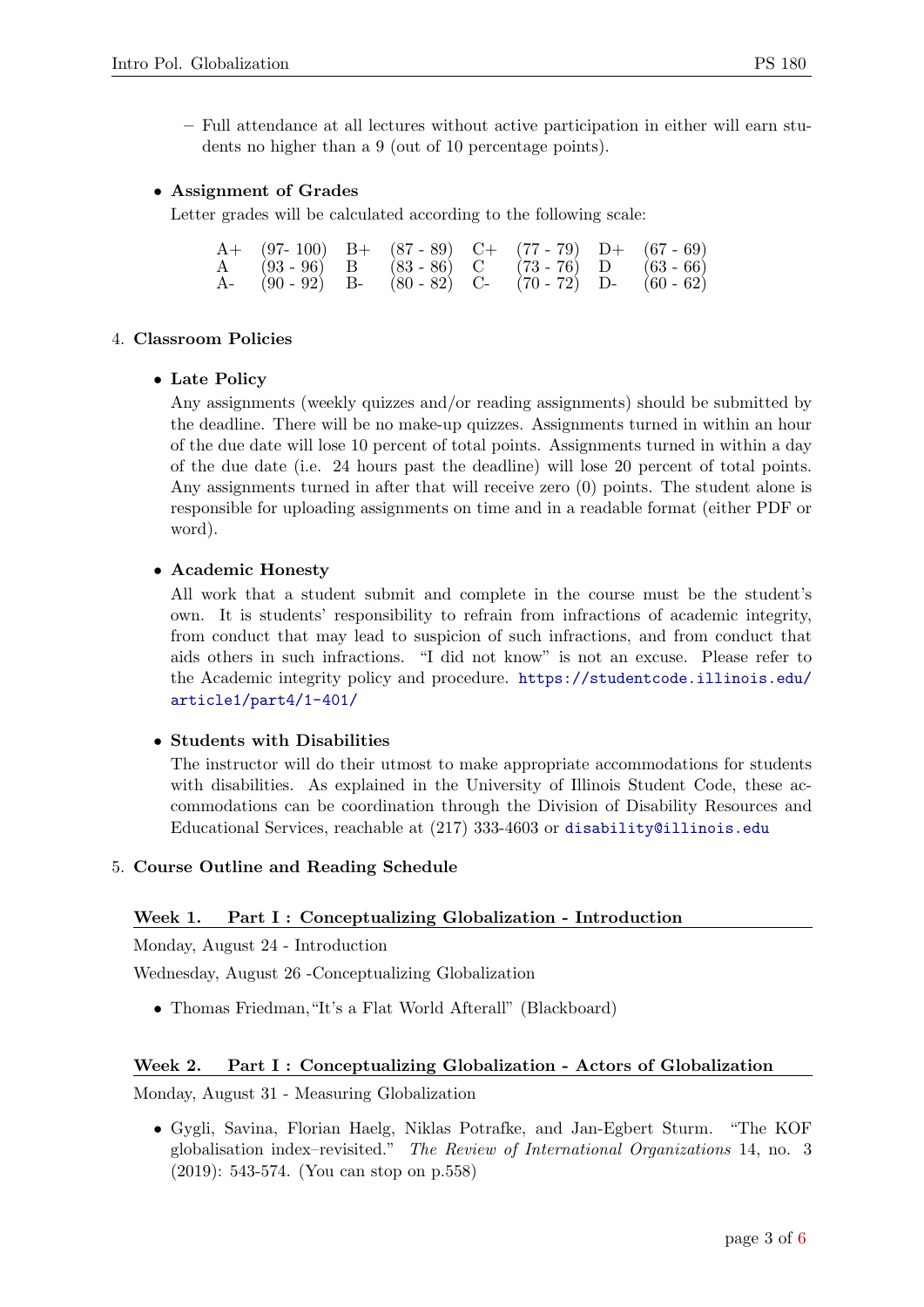- Full attendance at all lectures without active participation in either will earn students no higher than a 9 (out of 10 percentage points).

- **Assignment of Grades**

  Letter grades will be calculated according to the following scale:

| | | | | | | | |
|---|---|---|---|---|---|---|---|
| A+ | (97- 100) | B+ | (87 - 89) | C+ | (77 - 79) | D+ | (67 - 69) |
| A | (93 - 96) | B | (83 - 86) | C | (73 - 76) | D | (63 - 66) |
| A- | (90 - 92) | B- | (80 - 82) | C- | (70 - 72) | D- | (60 - 62) |

4. **Classroom Policies**

- **Late Policy**

  Any assignments (weekly quizzes and/or reading assignments) should be submitted by the deadline. There will be no make-up quizzes. Assignments turned in within an hour of the due date will lose 10 percent of total points. Assignments turned in within a day of the due date (i.e. 24 hours past the deadline) will lose 20 percent of total points. Any assignments turned in after that will receive zero (0) points. The student alone is responsible for uploading assignments on time and in a readable format (either PDF or word).

- **Academic Honesty**

  All work that a student submit and complete in the course must be the student's own. It is students' responsibility to refrain from infractions of academic integrity, from conduct that may lead to suspicion of such infractions, and from conduct that aids others in such infractions. "I did not know" is not an excuse. Please refer to the Academic integrity policy and procedure. https://studentcode.illinois.edu/article1/part4/1-401/

- **Students with Disabilities**

  The instructor will do their utmost to make appropriate accommodations for students with disabilities. As explained in the University of Illinois Student Code, these accommodations can be coordination through the Division of Disability Resources and Educational Services, reachable at (217) 333-4603 or disability@illinois.edu

5. **Course Outline and Reading Schedule**

**Week 1. Part I : Conceptualizing Globalization - Introduction**

Monday, August 24 - Introduction

Wednesday, August 26 -Conceptualizing Globalization

- Thomas Friedman,"It's a Flat World Afterall" (Blackboard)

**Week 2. Part I : Conceptualizing Globalization - Actors of Globalization**

Monday, August 31 - Measuring Globalization

- Gygli, Savina, Florian Haelg, Niklas Potrafke, and Jan-Egbert Sturm. "The KOF globalisation index–revisited." *The Review of International Organizations* 14, no. 3 (2019): 543-574. (You can stop on p.558)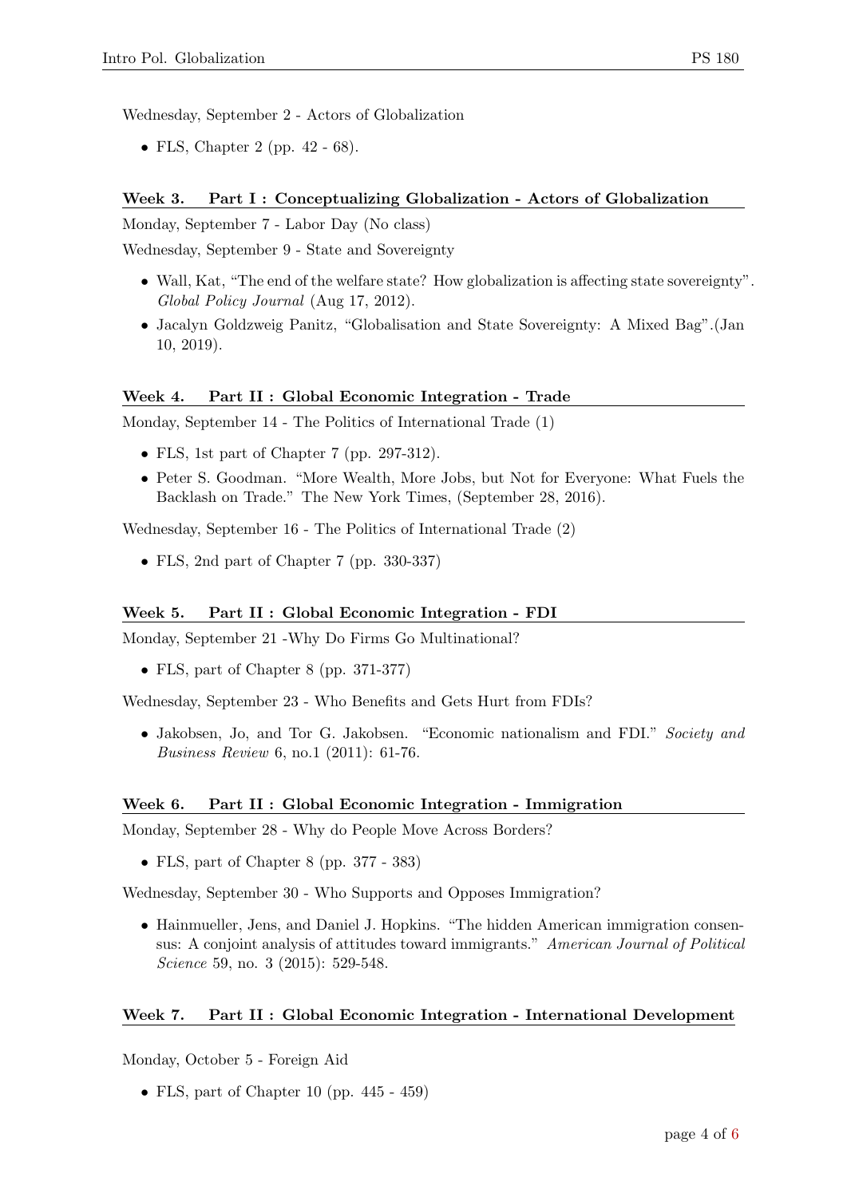Wednesday, September 2 - Actors of Globalization

- FLS, Chapter 2 (pp. 42 - 68).

### Week 3. Part I : Conceptualizing Globalization - Actors of Globalization

Monday, September 7 - Labor Day (No class)

Wednesday, September 9 - State and Sovereignty

- Wall, Kat, "The end of the welfare state? How globalization is affecting state sovereignty". *Global Policy Journal* (Aug 17, 2012).
- Jacalyn Goldzweig Panitz, "Globalisation and State Sovereignty: A Mixed Bag".(Jan 10, 2019).

### Week 4. Part II : Global Economic Integration - Trade

Monday, September 14 - The Politics of International Trade (1)

- FLS, 1st part of Chapter 7 (pp. 297-312).
- Peter S. Goodman. "More Wealth, More Jobs, but Not for Everyone: What Fuels the Backlash on Trade." The New York Times, (September 28, 2016).

Wednesday, September 16 - The Politics of International Trade (2)

- FLS, 2nd part of Chapter 7 (pp. 330-337)

### Week 5. Part II : Global Economic Integration - FDI

Monday, September 21 -Why Do Firms Go Multinational?

- FLS, part of Chapter 8 (pp. 371-377)

Wednesday, September 23 - Who Benefits and Gets Hurt from FDIs?

- Jakobsen, Jo, and Tor G. Jakobsen. "Economic nationalism and FDI." *Society and Business Review* 6, no.1 (2011): 61-76.

### Week 6. Part II : Global Economic Integration - Immigration

Monday, September 28 - Why do People Move Across Borders?

- FLS, part of Chapter 8 (pp. 377 - 383)

Wednesday, September 30 - Who Supports and Opposes Immigration?

- Hainmueller, Jens, and Daniel J. Hopkins. "The hidden American immigration consensus: A conjoint analysis of attitudes toward immigrants." *American Journal of Political Science* 59, no. 3 (2015): 529-548.

### Week 7. Part II : Global Economic Integration - International Development

Monday, October 5 - Foreign Aid

- FLS, part of Chapter 10 (pp. 445 - 459)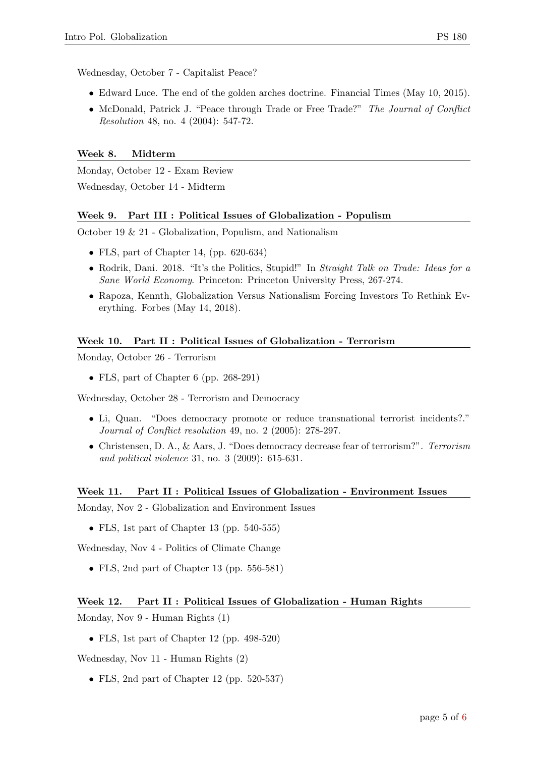Wednesday, October 7 - Capitalist Peace?

- Edward Luce. The end of the golden arches doctrine. Financial Times (May 10, 2015).
- McDonald, Patrick J. "Peace through Trade or Free Trade?" *The Journal of Conflict Resolution* 48, no. 4 (2004): 547-72.

## Week 8. Midterm

Monday, October 12 - Exam Review

Wednesday, October 14 - Midterm

## Week 9. Part III : Political Issues of Globalization - Populism

October 19 & 21 - Globalization, Populism, and Nationalism

- FLS, part of Chapter 14, (pp. 620-634)
- Rodrik, Dani. 2018. "It's the Politics, Stupid!" In *Straight Talk on Trade: Ideas for a Sane World Economy*. Princeton: Princeton University Press, 267-274.
- Rapoza, Kennth, Globalization Versus Nationalism Forcing Investors To Rethink Everything. Forbes (May 14, 2018).

## Week 10. Part II : Political Issues of Globalization - Terrorism

Monday, October 26 - Terrorism

- FLS, part of Chapter 6 (pp. 268-291)

Wednesday, October 28 - Terrorism and Democracy

- Li, Quan. "Does democracy promote or reduce transnational terrorist incidents?." *Journal of Conflict resolution* 49, no. 2 (2005): 278-297.
- Christensen, D. A., & Aars, J. "Does democracy decrease fear of terrorism?". *Terrorism and political violence* 31, no. 3 (2009): 615-631.

## Week 11. Part II : Political Issues of Globalization - Environment Issues

Monday, Nov 2 - Globalization and Environment Issues

- FLS, 1st part of Chapter 13 (pp. 540-555)

Wednesday, Nov 4 - Politics of Climate Change

- FLS, 2nd part of Chapter 13 (pp. 556-581)

## Week 12. Part II : Political Issues of Globalization - Human Rights

Monday, Nov 9 - Human Rights (1)

- FLS, 1st part of Chapter 12 (pp. 498-520)

Wednesday, Nov 11 - Human Rights (2)

- FLS, 2nd part of Chapter 12 (pp. 520-537)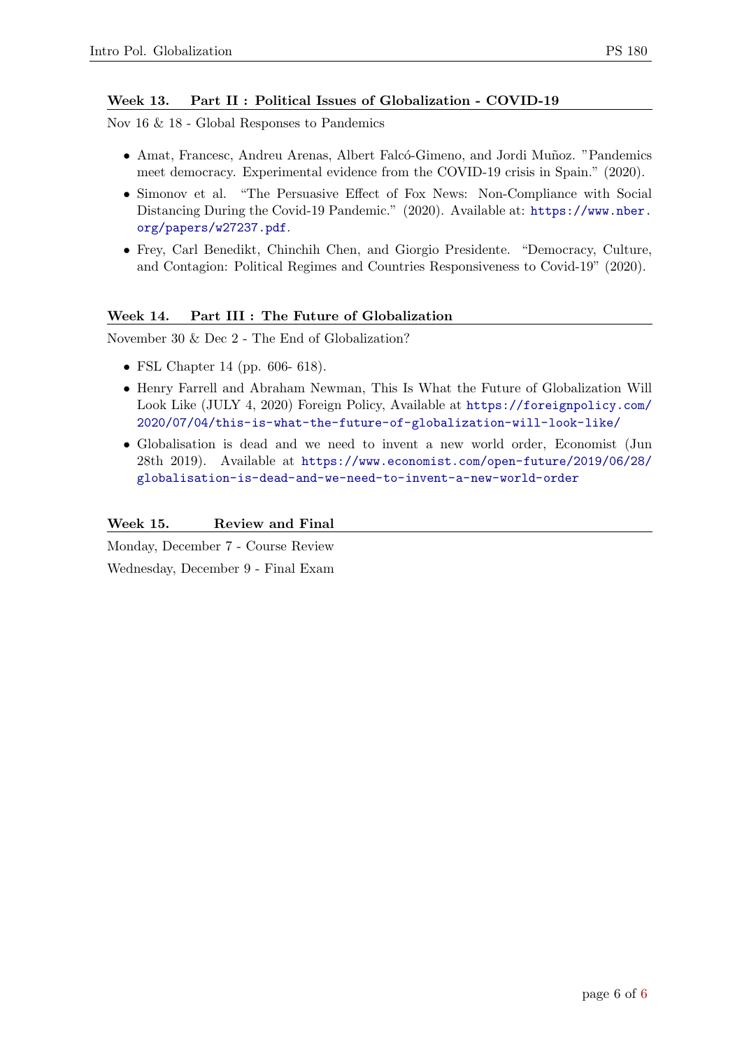### Week 13. Part II : Political Issues of Globalization - COVID-19

Nov 16 & 18 - Global Responses to Pandemics

- Amat, Francesc, Andreu Arenas, Albert Falcó-Gimeno, and Jordi Muñoz. "Pandemics meet democracy. Experimental evidence from the COVID-19 crisis in Spain." (2020).
- Simonov et al. "The Persuasive Effect of Fox News: Non-Compliance with Social Distancing During the Covid-19 Pandemic." (2020). Available at: https://www.nber.org/papers/w27237.pdf.
- Frey, Carl Benedikt, Chinchih Chen, and Giorgio Presidente. "Democracy, Culture, and Contagion: Political Regimes and Countries Responsiveness to Covid-19" (2020).

### Week 14. Part III : The Future of Globalization

November 30 & Dec 2 - The End of Globalization?

- FSL Chapter 14 (pp. 606- 618).
- Henry Farrell and Abraham Newman, This Is What the Future of Globalization Will Look Like (JULY 4, 2020) Foreign Policy, Available at https://foreignpolicy.com/2020/07/04/this-is-what-the-future-of-globalization-will-look-like/
- Globalisation is dead and we need to invent a new world order, Economist (Jun 28th 2019). Available at https://www.economist.com/open-future/2019/06/28/globalisation-is-dead-and-we-need-to-invent-a-new-world-order

### Week 15. Review and Final

Monday, December 7 - Course Review

Wednesday, December 9 - Final Exam